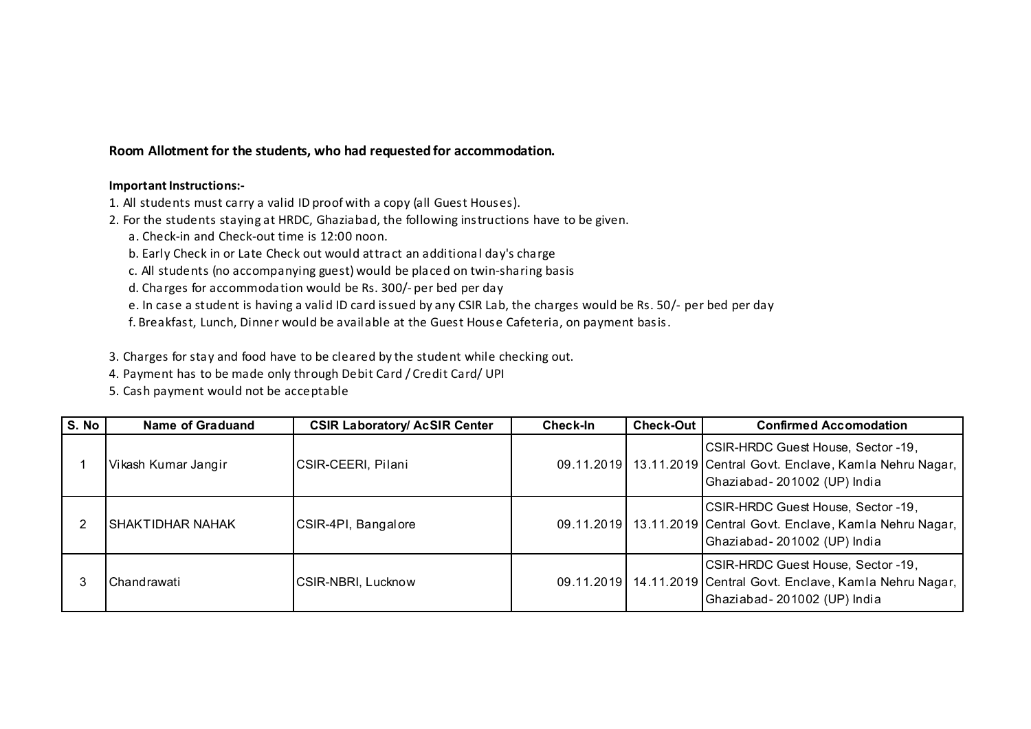**Room Allotment for the students, who had requested for accommodation.**

**Important Instructions:-**

1. All students must carry a valid ID proof with a copy (all Guest Houses).
2. For the students staying at HRDC, Ghaziabad, the following instructions have to be given.
   a. Check-in and Check-out time is 12:00 noon.
   b. Early Check in or Late Check out would attract an additional day's charge
   c. All students (no accompanying guest) would be placed on twin-sharing basis
   d. Charges for accommodation would be Rs. 300/- per bed per day
   e. In case a student is having a valid ID card issued by any CSIR Lab, the charges would be Rs. 50/- per bed per day
   f. Breakfast, Lunch, Dinner would be available at the Guest House Cafeteria, on payment basis.

3. Charges for stay and food have to be cleared by the student while checking out.
4. Payment has to be made only through Debit Card / Credit Card/ UPI
5. Cash payment would not be acceptable

| S. No | Name of Graduand | CSIR Laboratory/ AcSIR Center | Check-In | Check-Out | Confirmed Accomodation |
|---|---|---|---|---|---|
| 1 | Vikash Kumar Jangir | CSIR-CEERI, Pilani | 09.11.2019 | 13.11.2019 | CSIR-HRDC Guest House, Sector -19, Central Govt. Enclave, Kamla Nehru Nagar, Ghaziabad- 201002 (UP) India |
| 2 | SHAKTIDHAR NAHAK | CSIR-4PI, Bangalore | 09.11.2019 | 13.11.2019 | CSIR-HRDC Guest House, Sector -19, Central Govt. Enclave, Kamla Nehru Nagar, Ghaziabad- 201002 (UP) India |
| 3 | Chandrawati | CSIR-NBRI, Lucknow | 09.11.2019 | 14.11.2019 | CSIR-HRDC Guest House, Sector -19, Central Govt. Enclave, Kamla Nehru Nagar, Ghaziabad- 201002 (UP) India |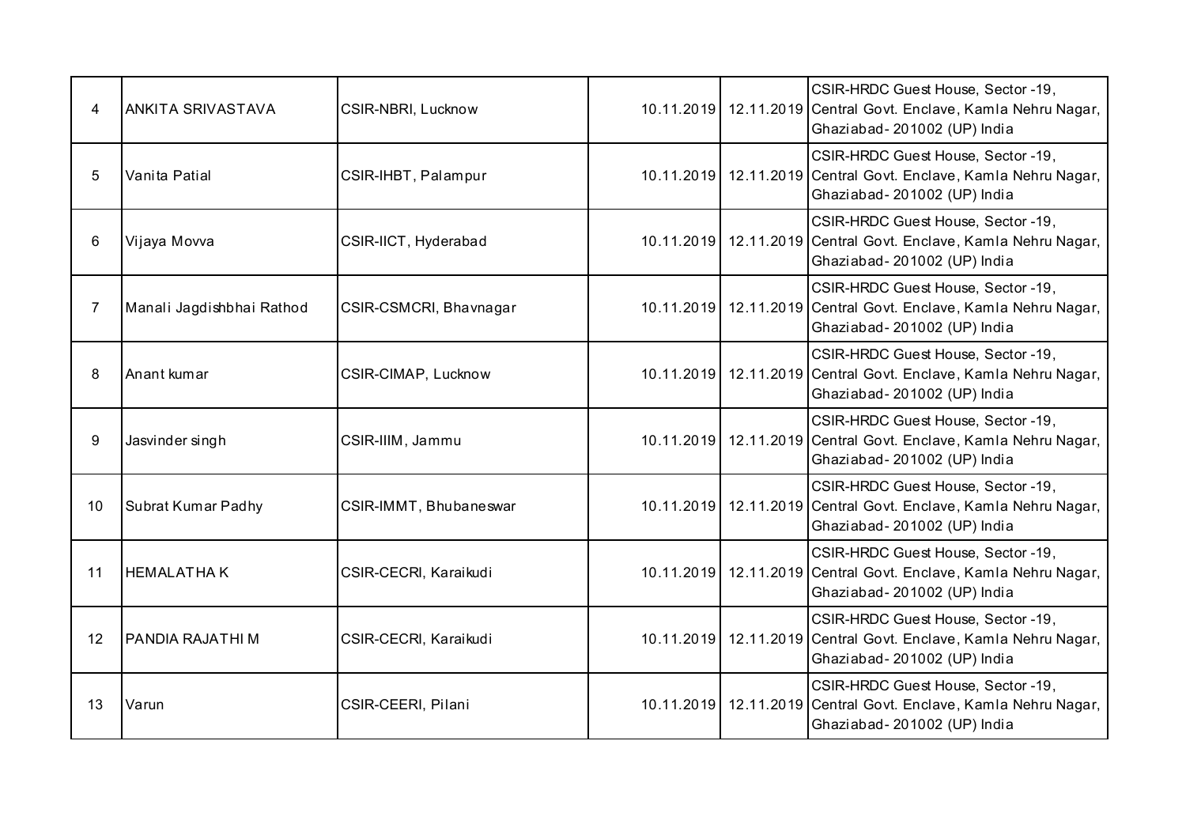| 4 | ANKITA SRIVASTAVA | CSIR-NBRI, Lucknow | 10.11.2019 | 12.11.2019 | CSIR-HRDC Guest House, Sector -19, Central Govt. Enclave, Kamla Nehru Nagar, Ghaziabad- 201002 (UP) India |
|---|---|---|---|---|---|
| 5 | Vanita Patial | CSIR-IHBT, Palampur | 10.11.2019 | 12.11.2019 | CSIR-HRDC Guest House, Sector -19, Central Govt. Enclave, Kamla Nehru Nagar, Ghaziabad- 201002 (UP) India |
| 6 | Vijaya Movva | CSIR-IICT, Hyderabad | 10.11.2019 | 12.11.2019 | CSIR-HRDC Guest House, Sector -19, Central Govt. Enclave, Kamla Nehru Nagar, Ghaziabad- 201002 (UP) India |
| 7 | Manali Jagdishbhai Rathod | CSIR-CSMCRI, Bhavnagar | 10.11.2019 | 12.11.2019 | CSIR-HRDC Guest House, Sector -19, Central Govt. Enclave, Kamla Nehru Nagar, Ghaziabad- 201002 (UP) India |
| 8 | Anant kumar | CSIR-CIMAP, Lucknow | 10.11.2019 | 12.11.2019 | CSIR-HRDC Guest House, Sector -19, Central Govt. Enclave, Kamla Nehru Nagar, Ghaziabad- 201002 (UP) India |
| 9 | Jasvinder singh | CSIR-IIIM, Jammu | 10.11.2019 | 12.11.2019 | CSIR-HRDC Guest House, Sector -19, Central Govt. Enclave, Kamla Nehru Nagar, Ghaziabad- 201002 (UP) India |
| 10 | Subrat Kumar Padhy | CSIR-IMMT, Bhubaneswar | 10.11.2019 | 12.11.2019 | CSIR-HRDC Guest House, Sector -19, Central Govt. Enclave, Kamla Nehru Nagar, Ghaziabad- 201002 (UP) India |
| 11 | HEMALATHA K | CSIR-CECRI, Karaikudi | 10.11.2019 | 12.11.2019 | CSIR-HRDC Guest House, Sector -19, Central Govt. Enclave, Kamla Nehru Nagar, Ghaziabad- 201002 (UP) India |
| 12 | PANDIA RAJATHI M | CSIR-CECRI, Karaikudi | 10.11.2019 | 12.11.2019 | CSIR-HRDC Guest House, Sector -19, Central Govt. Enclave, Kamla Nehru Nagar, Ghaziabad- 201002 (UP) India |
| 13 | Varun | CSIR-CEERI, Pilani | 10.11.2019 | 12.11.2019 | CSIR-HRDC Guest House, Sector -19, Central Govt. Enclave, Kamla Nehru Nagar, Ghaziabad- 201002 (UP) India |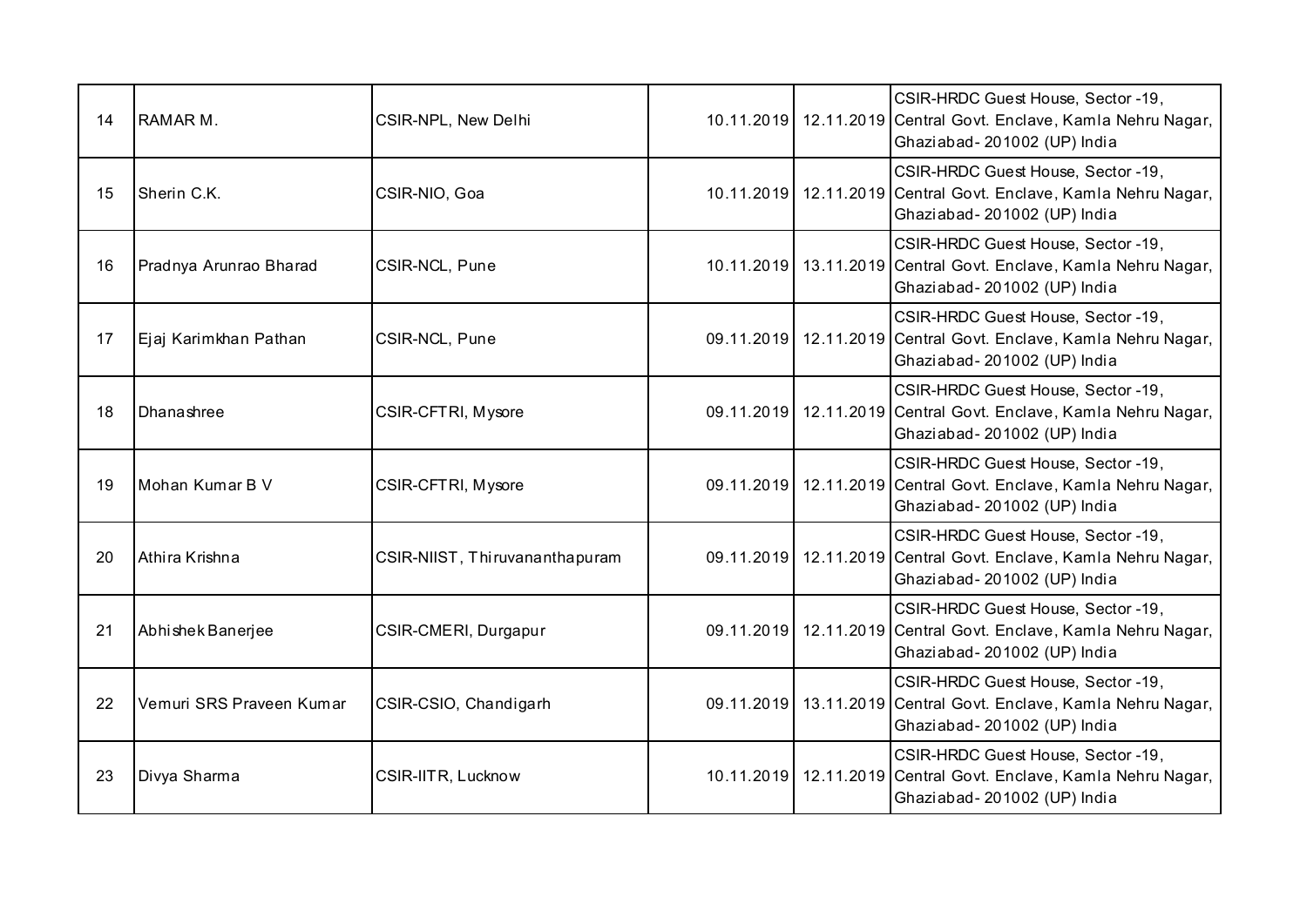| | | | | | |
|---|---|---|---|---|---|
| 14 | RAMAR M. | CSIR-NPL, New Delhi | 10.11.2019 | 12.11.2019 | CSIR-HRDC Guest House, Sector -19, Central Govt. Enclave, Kamla Nehru Nagar, Ghaziabad- 201002 (UP) India |
| 15 | Sherin C.K. | CSIR-NIO, Goa | 10.11.2019 | 12.11.2019 | CSIR-HRDC Guest House, Sector -19, Central Govt. Enclave, Kamla Nehru Nagar, Ghaziabad- 201002 (UP) India |
| 16 | Pradnya Arunrao Bharad | CSIR-NCL, Pune | 10.11.2019 | 13.11.2019 | CSIR-HRDC Guest House, Sector -19, Central Govt. Enclave, Kamla Nehru Nagar, Ghaziabad- 201002 (UP) India |
| 17 | Ejaj Karimkhan Pathan | CSIR-NCL, Pune | 09.11.2019 | 12.11.2019 | CSIR-HRDC Guest House, Sector -19, Central Govt. Enclave, Kamla Nehru Nagar, Ghaziabad- 201002 (UP) India |
| 18 | Dhanashree | CSIR-CFTRI, Mysore | 09.11.2019 | 12.11.2019 | CSIR-HRDC Guest House, Sector -19, Central Govt. Enclave, Kamla Nehru Nagar, Ghaziabad- 201002 (UP) India |
| 19 | Mohan Kumar B V | CSIR-CFTRI, Mysore | 09.11.2019 | 12.11.2019 | CSIR-HRDC Guest House, Sector -19, Central Govt. Enclave, Kamla Nehru Nagar, Ghaziabad- 201002 (UP) India |
| 20 | Athira Krishna | CSIR-NIIST, Thiruvananthapuram | 09.11.2019 | 12.11.2019 | CSIR-HRDC Guest House, Sector -19, Central Govt. Enclave, Kamla Nehru Nagar, Ghaziabad- 201002 (UP) India |
| 21 | Abhishek Banerjee | CSIR-CMERI, Durgapur | 09.11.2019 | 12.11.2019 | CSIR-HRDC Guest House, Sector -19, Central Govt. Enclave, Kamla Nehru Nagar, Ghaziabad- 201002 (UP) India |
| 22 | Vemuri SRS Praveen Kumar | CSIR-CSIO, Chandigarh | 09.11.2019 | 13.11.2019 | CSIR-HRDC Guest House, Sector -19, Central Govt. Enclave, Kamla Nehru Nagar, Ghaziabad- 201002 (UP) India |
| 23 | Divya Sharma | CSIR-IITR, Lucknow | 10.11.2019 | 12.11.2019 | CSIR-HRDC Guest House, Sector -19, Central Govt. Enclave, Kamla Nehru Nagar, Ghaziabad- 201002 (UP) India |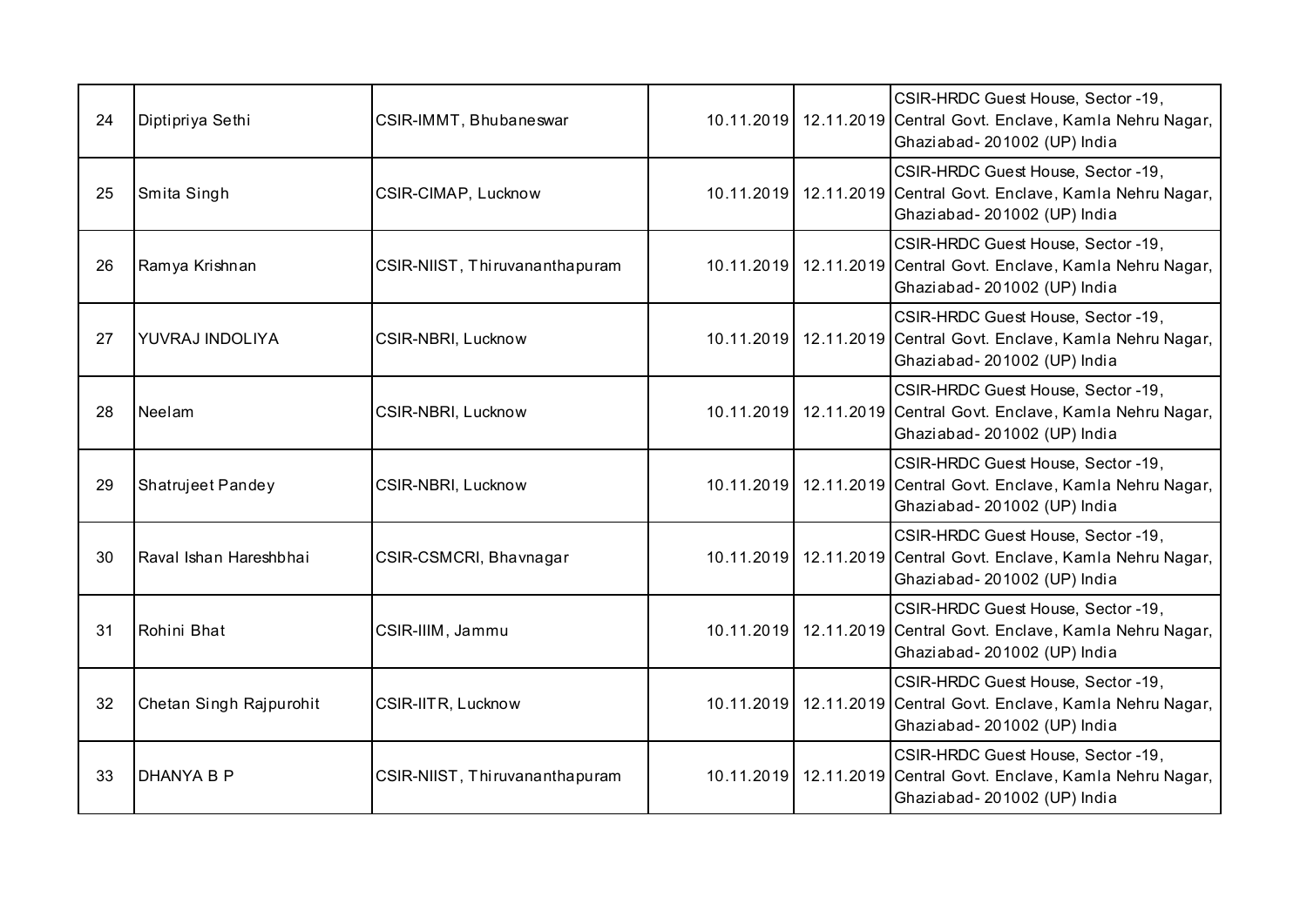| | | | | | |
|---|---|---|---|---|---|
| 24 | Diptipriya Sethi | CSIR-IMMT, Bhubaneswar | 10.11.2019 | 12.11.2019 | CSIR-HRDC Guest House, Sector -19, Central Govt. Enclave, Kamla Nehru Nagar, Ghaziabad- 201002 (UP) India |
| 25 | Smita Singh | CSIR-CIMAP, Lucknow | 10.11.2019 | 12.11.2019 | CSIR-HRDC Guest House, Sector -19, Central Govt. Enclave, Kamla Nehru Nagar, Ghaziabad- 201002 (UP) India |
| 26 | Ramya Krishnan | CSIR-NIIST, Thiruvananthapuram | 10.11.2019 | 12.11.2019 | CSIR-HRDC Guest House, Sector -19, Central Govt. Enclave, Kamla Nehru Nagar, Ghaziabad- 201002 (UP) India |
| 27 | YUVRAJ INDOLIYA | CSIR-NBRI, Lucknow | 10.11.2019 | 12.11.2019 | CSIR-HRDC Guest House, Sector -19, Central Govt. Enclave, Kamla Nehru Nagar, Ghaziabad- 201002 (UP) India |
| 28 | Neelam | CSIR-NBRI, Lucknow | 10.11.2019 | 12.11.2019 | CSIR-HRDC Guest House, Sector -19, Central Govt. Enclave, Kamla Nehru Nagar, Ghaziabad- 201002 (UP) India |
| 29 | Shatrujeet Pandey | CSIR-NBRI, Lucknow | 10.11.2019 | 12.11.2019 | CSIR-HRDC Guest House, Sector -19, Central Govt. Enclave, Kamla Nehru Nagar, Ghaziabad- 201002 (UP) India |
| 30 | Raval Ishan Hareshbhai | CSIR-CSMCRI, Bhavnagar | 10.11.2019 | 12.11.2019 | CSIR-HRDC Guest House, Sector -19, Central Govt. Enclave, Kamla Nehru Nagar, Ghaziabad- 201002 (UP) India |
| 31 | Rohini Bhat | CSIR-IIIM, Jammu | 10.11.2019 | 12.11.2019 | CSIR-HRDC Guest House, Sector -19, Central Govt. Enclave, Kamla Nehru Nagar, Ghaziabad- 201002 (UP) India |
| 32 | Chetan Singh Rajpurohit | CSIR-IITR, Lucknow | 10.11.2019 | 12.11.2019 | CSIR-HRDC Guest House, Sector -19, Central Govt. Enclave, Kamla Nehru Nagar, Ghaziabad- 201002 (UP) India |
| 33 | DHANYA B P | CSIR-NIIST, Thiruvananthapuram | 10.11.2019 | 12.11.2019 | CSIR-HRDC Guest House, Sector -19, Central Govt. Enclave, Kamla Nehru Nagar, Ghaziabad- 201002 (UP) India |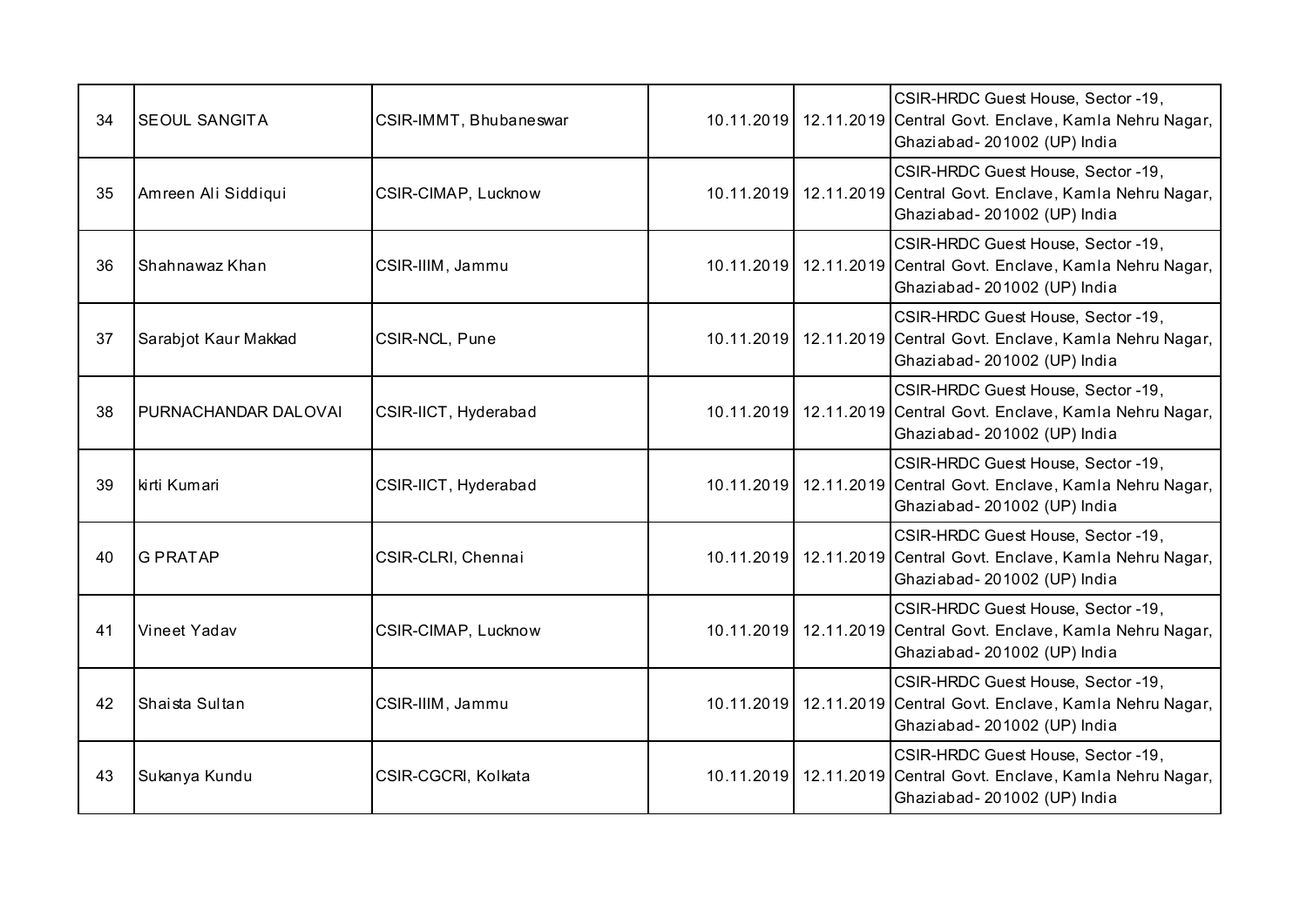| | | | | | |
|---|---|---|---|---|---|
| 34 | SEOUL SANGITA | CSIR-IMMT, Bhubaneswar | 10.11.2019 | 12.11.2019 | CSIR-HRDC Guest House, Sector -19, Central Govt. Enclave, Kamla Nehru Nagar, Ghaziabad- 201002 (UP) India |
| 35 | Amreen Ali Siddiqui | CSIR-CIMAP, Lucknow | 10.11.2019 | 12.11.2019 | CSIR-HRDC Guest House, Sector -19, Central Govt. Enclave, Kamla Nehru Nagar, Ghaziabad- 201002 (UP) India |
| 36 | Shahnawaz Khan | CSIR-IIIM, Jammu | 10.11.2019 | 12.11.2019 | CSIR-HRDC Guest House, Sector -19, Central Govt. Enclave, Kamla Nehru Nagar, Ghaziabad- 201002 (UP) India |
| 37 | Sarabjot Kaur Makkad | CSIR-NCL, Pune | 10.11.2019 | 12.11.2019 | CSIR-HRDC Guest House, Sector -19, Central Govt. Enclave, Kamla Nehru Nagar, Ghaziabad- 201002 (UP) India |
| 38 | PURNACHANDAR DALOVAI | CSIR-IICT, Hyderabad | 10.11.2019 | 12.11.2019 | CSIR-HRDC Guest House, Sector -19, Central Govt. Enclave, Kamla Nehru Nagar, Ghaziabad- 201002 (UP) India |
| 39 | kirti Kumari | CSIR-IICT, Hyderabad | 10.11.2019 | 12.11.2019 | CSIR-HRDC Guest House, Sector -19, Central Govt. Enclave, Kamla Nehru Nagar, Ghaziabad- 201002 (UP) India |
| 40 | G PRATAP | CSIR-CLRI, Chennai | 10.11.2019 | 12.11.2019 | CSIR-HRDC Guest House, Sector -19, Central Govt. Enclave, Kamla Nehru Nagar, Ghaziabad- 201002 (UP) India |
| 41 | Vineet Yadav | CSIR-CIMAP, Lucknow | 10.11.2019 | 12.11.2019 | CSIR-HRDC Guest House, Sector -19, Central Govt. Enclave, Kamla Nehru Nagar, Ghaziabad- 201002 (UP) India |
| 42 | Shaista Sultan | CSIR-IIIM, Jammu | 10.11.2019 | 12.11.2019 | CSIR-HRDC Guest House, Sector -19, Central Govt. Enclave, Kamla Nehru Nagar, Ghaziabad- 201002 (UP) India |
| 43 | Sukanya Kundu | CSIR-CGCRI, Kolkata | 10.11.2019 | 12.11.2019 | CSIR-HRDC Guest House, Sector -19, Central Govt. Enclave, Kamla Nehru Nagar, Ghaziabad- 201002 (UP) India |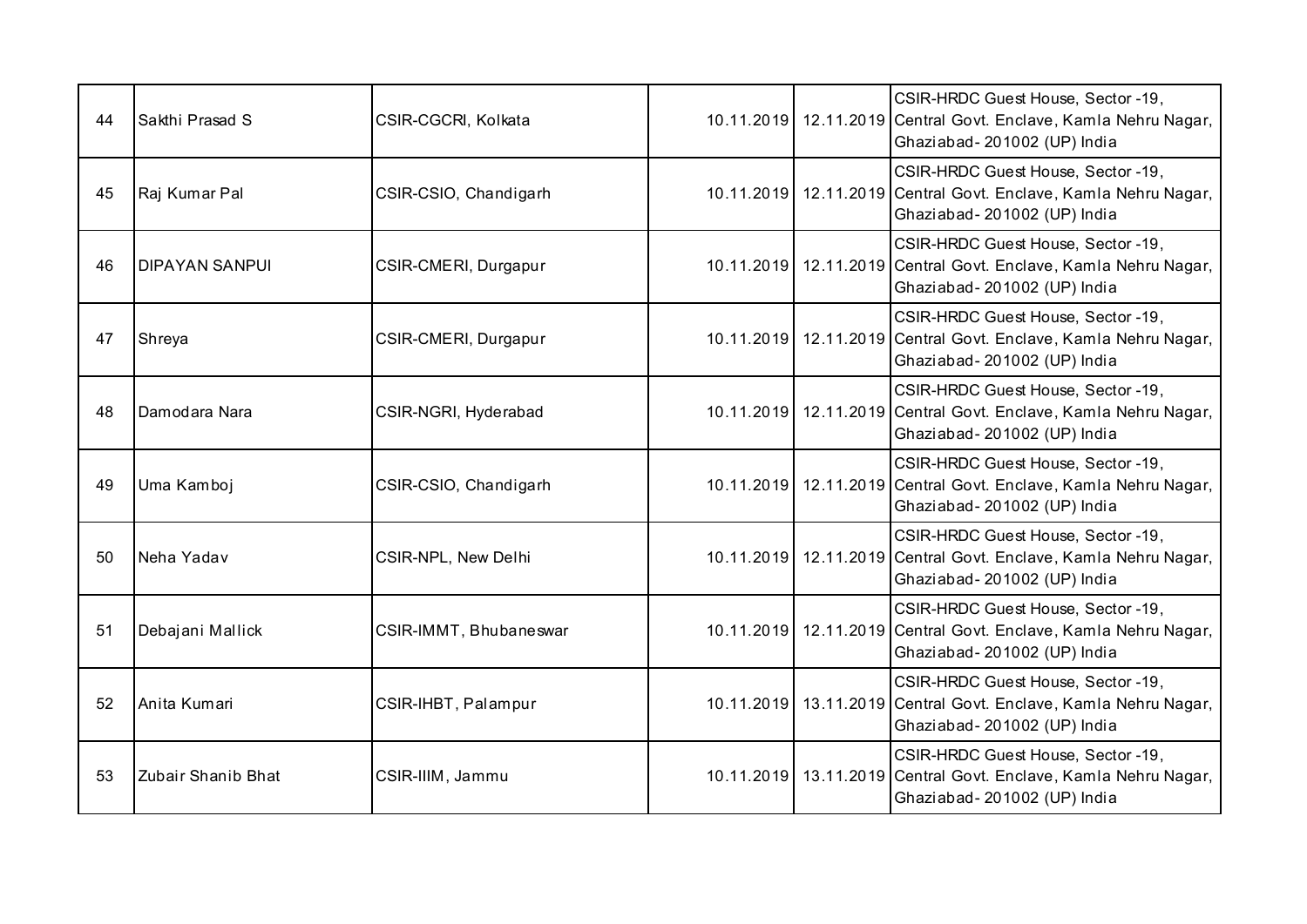| 44 | Sakthi Prasad S | CSIR-CGCRI, Kolkata | 10.11.2019 | 12.11.2019 | CSIR-HRDC Guest House, Sector -19, Central Govt. Enclave, Kamla Nehru Nagar, Ghaziabad- 201002 (UP) India |
|---|---|---|---|---|---|
| 45 | Raj Kumar Pal | CSIR-CSIO, Chandigarh | 10.11.2019 | 12.11.2019 | CSIR-HRDC Guest House, Sector -19, Central Govt. Enclave, Kamla Nehru Nagar, Ghaziabad- 201002 (UP) India |
| 46 | DIPAYAN SANPUI | CSIR-CMERI, Durgapur | 10.11.2019 | 12.11.2019 | CSIR-HRDC Guest House, Sector -19, Central Govt. Enclave, Kamla Nehru Nagar, Ghaziabad- 201002 (UP) India |
| 47 | Shreya | CSIR-CMERI, Durgapur | 10.11.2019 | 12.11.2019 | CSIR-HRDC Guest House, Sector -19, Central Govt. Enclave, Kamla Nehru Nagar, Ghaziabad- 201002 (UP) India |
| 48 | Damodara Nara | CSIR-NGRI, Hyderabad | 10.11.2019 | 12.11.2019 | CSIR-HRDC Guest House, Sector -19, Central Govt. Enclave, Kamla Nehru Nagar, Ghaziabad- 201002 (UP) India |
| 49 | Uma Kamboj | CSIR-CSIO, Chandigarh | 10.11.2019 | 12.11.2019 | CSIR-HRDC Guest House, Sector -19, Central Govt. Enclave, Kamla Nehru Nagar, Ghaziabad- 201002 (UP) India |
| 50 | Neha Yadav | CSIR-NPL, New Delhi | 10.11.2019 | 12.11.2019 | CSIR-HRDC Guest House, Sector -19, Central Govt. Enclave, Kamla Nehru Nagar, Ghaziabad- 201002 (UP) India |
| 51 | Debajani Mallick | CSIR-IMMT, Bhubaneswar | 10.11.2019 | 12.11.2019 | CSIR-HRDC Guest House, Sector -19, Central Govt. Enclave, Kamla Nehru Nagar, Ghaziabad- 201002 (UP) India |
| 52 | Anita Kumari | CSIR-IHBT, Palampur | 10.11.2019 | 13.11.2019 | CSIR-HRDC Guest House, Sector -19, Central Govt. Enclave, Kamla Nehru Nagar, Ghaziabad- 201002 (UP) India |
| 53 | Zubair Shanib Bhat | CSIR-IIIM, Jammu | 10.11.2019 | 13.11.2019 | CSIR-HRDC Guest House, Sector -19, Central Govt. Enclave, Kamla Nehru Nagar, Ghaziabad- 201002 (UP) India |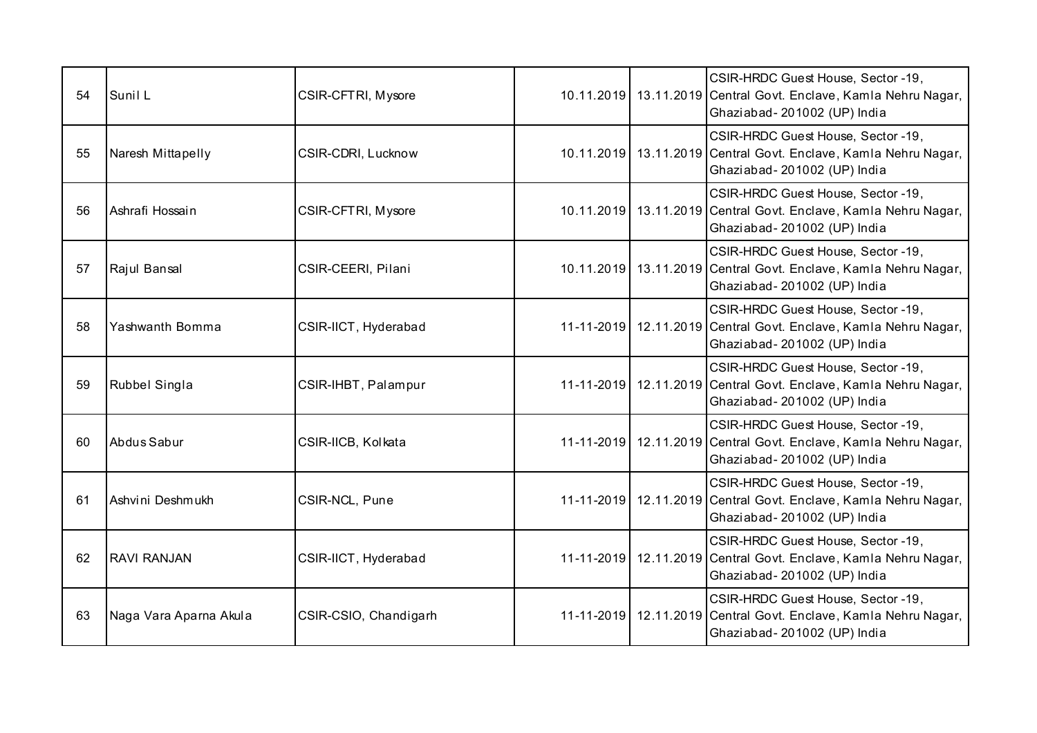| | | | | | |
|---|---|---|---|---|---|
| 54 | Sunil L | CSIR-CFTRI, Mysore | 10.11.2019 | 13.11.2019 | CSIR-HRDC Guest House, Sector -19, Central Govt. Enclave, Kamla Nehru Nagar, Ghaziabad- 201002 (UP) India |
| 55 | Naresh Mittapelly | CSIR-CDRI, Lucknow | 10.11.2019 | 13.11.2019 | CSIR-HRDC Guest House, Sector -19, Central Govt. Enclave, Kamla Nehru Nagar, Ghaziabad- 201002 (UP) India |
| 56 | Ashrafi Hossain | CSIR-CFTRI, Mysore | 10.11.2019 | 13.11.2019 | CSIR-HRDC Guest House, Sector -19, Central Govt. Enclave, Kamla Nehru Nagar, Ghaziabad- 201002 (UP) India |
| 57 | Rajul Bansal | CSIR-CEERI, Pilani | 10.11.2019 | 13.11.2019 | CSIR-HRDC Guest House, Sector -19, Central Govt. Enclave, Kamla Nehru Nagar, Ghaziabad- 201002 (UP) India |
| 58 | Yashwanth Bomma | CSIR-IICT, Hyderabad | 11-11-2019 | 12.11.2019 | CSIR-HRDC Guest House, Sector -19, Central Govt. Enclave, Kamla Nehru Nagar, Ghaziabad- 201002 (UP) India |
| 59 | Rubbel Singla | CSIR-IHBT, Palampur | 11-11-2019 | 12.11.2019 | CSIR-HRDC Guest House, Sector -19, Central Govt. Enclave, Kamla Nehru Nagar, Ghaziabad- 201002 (UP) India |
| 60 | Abdus Sabur | CSIR-IICB, Kolkata | 11-11-2019 | 12.11.2019 | CSIR-HRDC Guest House, Sector -19, Central Govt. Enclave, Kamla Nehru Nagar, Ghaziabad- 201002 (UP) India |
| 61 | Ashvini Deshmukh | CSIR-NCL, Pune | 11-11-2019 | 12.11.2019 | CSIR-HRDC Guest House, Sector -19, Central Govt. Enclave, Kamla Nehru Nagar, Ghaziabad- 201002 (UP) India |
| 62 | RAVI RANJAN | CSIR-IICT, Hyderabad | 11-11-2019 | 12.11.2019 | CSIR-HRDC Guest House, Sector -19, Central Govt. Enclave, Kamla Nehru Nagar, Ghaziabad- 201002 (UP) India |
| 63 | Naga Vara Aparna Akula | CSIR-CSIO, Chandigarh | 11-11-2019 | 12.11.2019 | CSIR-HRDC Guest House, Sector -19, Central Govt. Enclave, Kamla Nehru Nagar, Ghaziabad- 201002 (UP) India |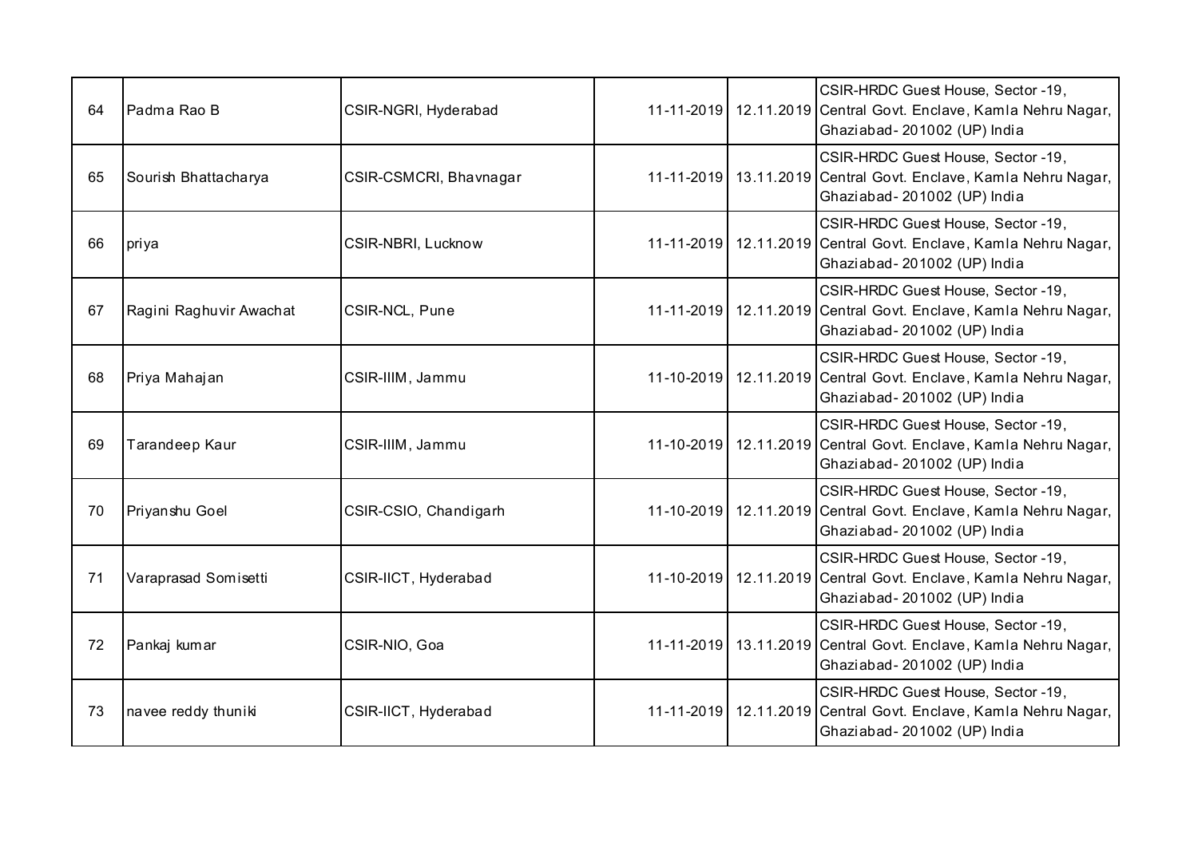| | | | | | |
|---|---|---|---|---|---|
| 64 | Padma Rao B | CSIR-NGRI, Hyderabad | 11-11-2019 | 12.11.2019 | CSIR-HRDC Guest House, Sector -19, Central Govt. Enclave, Kamla Nehru Nagar, Ghaziabad- 201002 (UP) India |
| 65 | Sourish Bhattacharya | CSIR-CSMCRI, Bhavnagar | 11-11-2019 | 13.11.2019 | CSIR-HRDC Guest House, Sector -19, Central Govt. Enclave, Kamla Nehru Nagar, Ghaziabad- 201002 (UP) India |
| 66 | priya | CSIR-NBRI, Lucknow | 11-11-2019 | 12.11.2019 | CSIR-HRDC Guest House, Sector -19, Central Govt. Enclave, Kamla Nehru Nagar, Ghaziabad- 201002 (UP) India |
| 67 | Ragini Raghuvir Awachat | CSIR-NCL, Pune | 11-11-2019 | 12.11.2019 | CSIR-HRDC Guest House, Sector -19, Central Govt. Enclave, Kamla Nehru Nagar, Ghaziabad- 201002 (UP) India |
| 68 | Priya Mahajan | CSIR-IIIM, Jammu | 11-10-2019 | 12.11.2019 | CSIR-HRDC Guest House, Sector -19, Central Govt. Enclave, Kamla Nehru Nagar, Ghaziabad- 201002 (UP) India |
| 69 | Tarandeep Kaur | CSIR-IIIM, Jammu | 11-10-2019 | 12.11.2019 | CSIR-HRDC Guest House, Sector -19, Central Govt. Enclave, Kamla Nehru Nagar, Ghaziabad- 201002 (UP) India |
| 70 | Priyanshu Goel | CSIR-CSIO, Chandigarh | 11-10-2019 | 12.11.2019 | CSIR-HRDC Guest House, Sector -19, Central Govt. Enclave, Kamla Nehru Nagar, Ghaziabad- 201002 (UP) India |
| 71 | Varaprasad Somisetti | CSIR-IICT, Hyderabad | 11-10-2019 | 12.11.2019 | CSIR-HRDC Guest House, Sector -19, Central Govt. Enclave, Kamla Nehru Nagar, Ghaziabad- 201002 (UP) India |
| 72 | Pankaj kumar | CSIR-NIO, Goa | 11-11-2019 | 13.11.2019 | CSIR-HRDC Guest House, Sector -19, Central Govt. Enclave, Kamla Nehru Nagar, Ghaziabad- 201002 (UP) India |
| 73 | navee reddy thuniki | CSIR-IICT, Hyderabad | 11-11-2019 | 12.11.2019 | CSIR-HRDC Guest House, Sector -19, Central Govt. Enclave, Kamla Nehru Nagar, Ghaziabad- 201002 (UP) India |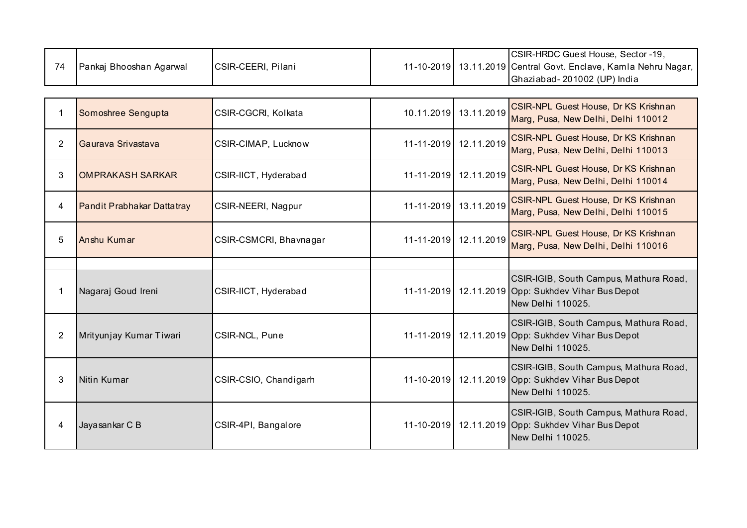| | | | | | |
|---|---|---|---|---|---|
| 74 | Pankaj Bhooshan Agarwal | CSIR-CEERI, Pilani | 11-10-2019 | 13.11.2019 | CSIR-HRDC Guest House, Sector -19, Central Govt. Enclave, Kamla Nehru Nagar, Ghaziabad- 201002 (UP) India |

| | | | | | |
|---|---|---|---|---|---|
| 1 | Somoshree Sengupta | CSIR-CGCRI, Kolkata | 10.11.2019 | 13.11.2019 | CSIR-NPL Guest House, Dr KS Krishnan Marg, Pusa, New Delhi, Delhi 110012 |
| 2 | Gaurava Srivastava | CSIR-CIMAP, Lucknow | 11-11-2019 | 12.11.2019 | CSIR-NPL Guest House, Dr KS Krishnan Marg, Pusa, New Delhi, Delhi 110013 |
| 3 | OMPRAKASH SARKAR | CSIR-IICT, Hyderabad | 11-11-2019 | 12.11.2019 | CSIR-NPL Guest House, Dr KS Krishnan Marg, Pusa, New Delhi, Delhi 110014 |
| 4 | Pandit Prabhakar Dattatray | CSIR-NEERI, Nagpur | 11-11-2019 | 13.11.2019 | CSIR-NPL Guest House, Dr KS Krishnan Marg, Pusa, New Delhi, Delhi 110015 |
| 5 | Anshu Kumar | CSIR-CSMCRI, Bhavnagar | 11-11-2019 | 12.11.2019 | CSIR-NPL Guest House, Dr KS Krishnan Marg, Pusa, New Delhi, Delhi 110016 |
| | | | | | |
| 1 | Nagaraj Goud Ireni | CSIR-IICT, Hyderabad | 11-11-2019 | 12.11.2019 | CSIR-IGIB, South Campus, Mathura Road, Opp: Sukhdev Vihar Bus Depot New Delhi 110025. |
| 2 | Mrityunjay Kumar Tiwari | CSIR-NCL, Pune | 11-11-2019 | 12.11.2019 | CSIR-IGIB, South Campus, Mathura Road, Opp: Sukhdev Vihar Bus Depot New Delhi 110025. |
| 3 | Nitin Kumar | CSIR-CSIO, Chandigarh | 11-10-2019 | 12.11.2019 | CSIR-IGIB, South Campus, Mathura Road, Opp: Sukhdev Vihar Bus Depot New Delhi 110025. |
| 4 | Jayasankar C B | CSIR-4PI, Bangalore | 11-10-2019 | 12.11.2019 | CSIR-IGIB, South Campus, Mathura Road, Opp: Sukhdev Vihar Bus Depot New Delhi 110025. |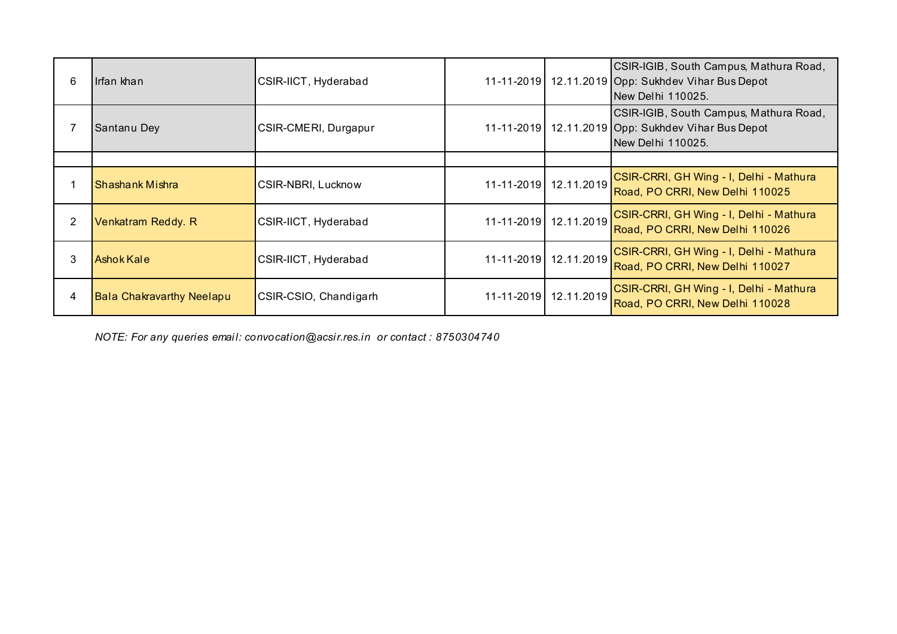| | | | | | |
|---|---|---|---|---|---|
| 6 | Irfan khan | CSIR-IICT, Hyderabad | 11-11-2019 | 12.11.2019 | CSIR-IGIB, South Campus, Mathura Road, Opp: Sukhdev Vihar Bus Depot New Delhi 110025. |
| 7 | Santanu Dey | CSIR-CMERI, Durgapur | 11-11-2019 | 12.11.2019 | CSIR-IGIB, South Campus, Mathura Road, Opp: Sukhdev Vihar Bus Depot New Delhi 110025. |
| | | | | | |
| 1 | Shashank Mishra | CSIR-NBRI, Lucknow | 11-11-2019 | 12.11.2019 | CSIR-CRRI, GH Wing - I, Delhi - Mathura Road, PO CRRI, New Delhi 110025 |
| 2 | Venkatram Reddy. R | CSIR-IICT, Hyderabad | 11-11-2019 | 12.11.2019 | CSIR-CRRI, GH Wing - I, Delhi - Mathura Road, PO CRRI, New Delhi 110026 |
| 3 | Ashok Kale | CSIR-IICT, Hyderabad | 11-11-2019 | 12.11.2019 | CSIR-CRRI, GH Wing - I, Delhi - Mathura Road, PO CRRI, New Delhi 110027 |
| 4 | Bala Chakravarthy Neelapu | CSIR-CSIO, Chandigarh | 11-11-2019 | 12.11.2019 | CSIR-CRRI, GH Wing - I, Delhi - Mathura Road, PO CRRI, New Delhi 110028 |

*NOTE: For any queries email: convocation@acsir.res.in or contact : 8750304740*